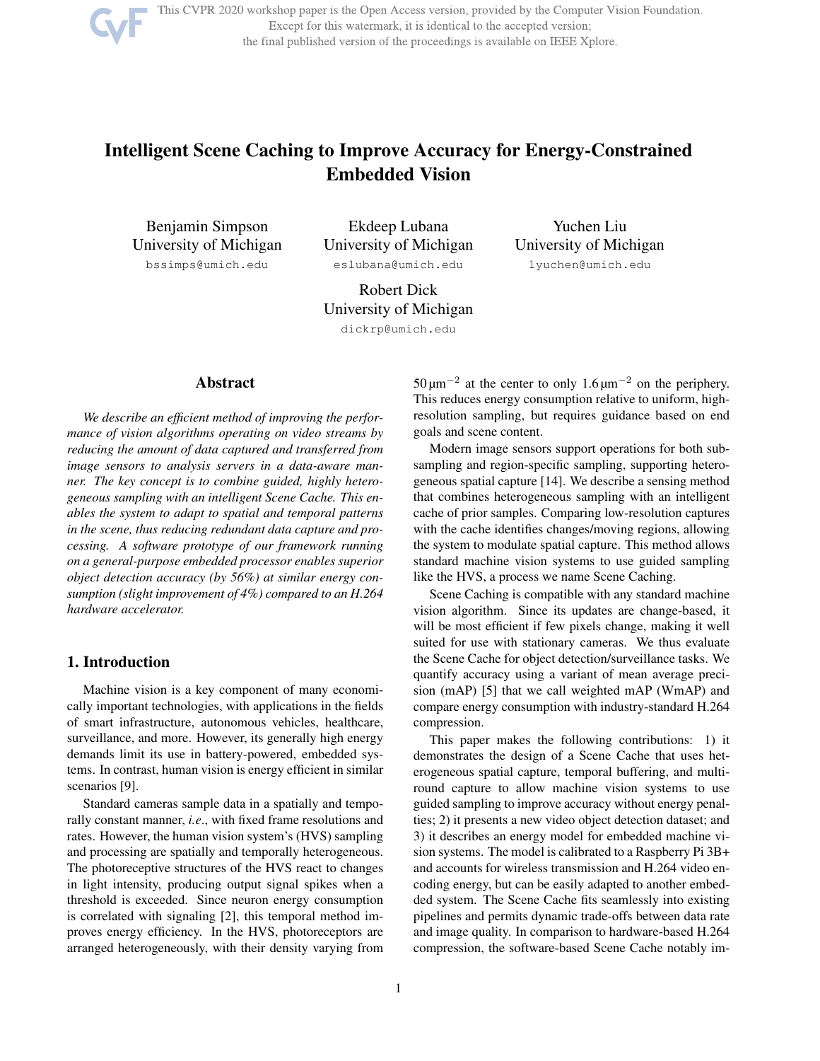# Intelligent Scene Caching to Improve Accuracy for Energy-Constrained Embedded Vision

Benjamin Simpson
University of Michigan
bssimps@umich.edu

Ekdeep Lubana
University of Michigan
eslubana@umich.edu

Yuchen Liu
University of Michigan
lyuchen@umich.edu

Robert Dick
University of Michigan
dickrp@umich.edu

## Abstract

*We describe an efficient method of improving the performance of vision algorithms operating on video streams by reducing the amount of data captured and transferred from image sensors to analysis servers in a data-aware manner. The key concept is to combine guided, highly heterogeneous sampling with an intelligent Scene Cache. This enables the system to adapt to spatial and temporal patterns in the scene, thus reducing redundant data capture and processing. A software prototype of our framework running on a general-purpose embedded processor enables superior object detection accuracy (by 56%) at similar energy consumption (slight improvement of 4%) compared to an H.264 hardware accelerator.*

## 1. Introduction

Machine vision is a key component of many economically important technologies, with applications in the fields of smart infrastructure, autonomous vehicles, healthcare, surveillance, and more. However, its generally high energy demands limit its use in battery-powered, embedded systems. In contrast, human vision is energy efficient in similar scenarios [9].

Standard cameras sample data in a spatially and temporally constant manner, *i.e.*, with fixed frame resolutions and rates. However, the human vision system's (HVS) sampling and processing are spatially and temporally heterogeneous. The photoreceptive structures of the HVS react to changes in light intensity, producing output signal spikes when a threshold is exceeded. Since neuron energy consumption is correlated with signaling [2], this temporal method improves energy efficiency. In the HVS, photoreceptors are arranged heterogeneously, with their density varying from $50\,\mu\text{m}^{-2}$ at the center to only $1.6\,\mu\text{m}^{-2}$ on the periphery. This reduces energy consumption relative to uniform, high-resolution sampling, but requires guidance based on end goals and scene content.

Modern image sensors support operations for both subsampling and region-specific sampling, supporting heterogeneous spatial capture [14]. We describe a sensing method that combines heterogeneous sampling with an intelligent cache of prior samples. Comparing low-resolution captures with the cache identifies changes/moving regions, allowing the system to modulate spatial capture. This method allows standard machine vision systems to use guided sampling like the HVS, a process we name Scene Caching.

Scene Caching is compatible with any standard machine vision algorithm. Since its updates are change-based, it will be most efficient if few pixels change, making it well suited for use with stationary cameras. We thus evaluate the Scene Cache for object detection/surveillance tasks. We quantify accuracy using a variant of mean average precision (mAP) [5] that we call weighted mAP (WmAP) and compare energy consumption with industry-standard H.264 compression.

This paper makes the following contributions: 1) it demonstrates the design of a Scene Cache that uses heterogeneous spatial capture, temporal buffering, and multi-round capture to allow machine vision systems to use guided sampling to improve accuracy without energy penalties; 2) it presents a new video object detection dataset; and 3) it describes an energy model for embedded machine vision systems. The model is calibrated to a Raspberry Pi 3B+ and accounts for wireless transmission and H.264 video encoding energy, but can be easily adapted to another embedded system. The Scene Cache fits seamlessly into existing pipelines and permits dynamic trade-offs between data rate and image quality. In comparison to hardware-based H.264 compression, the software-based Scene Cache notably im-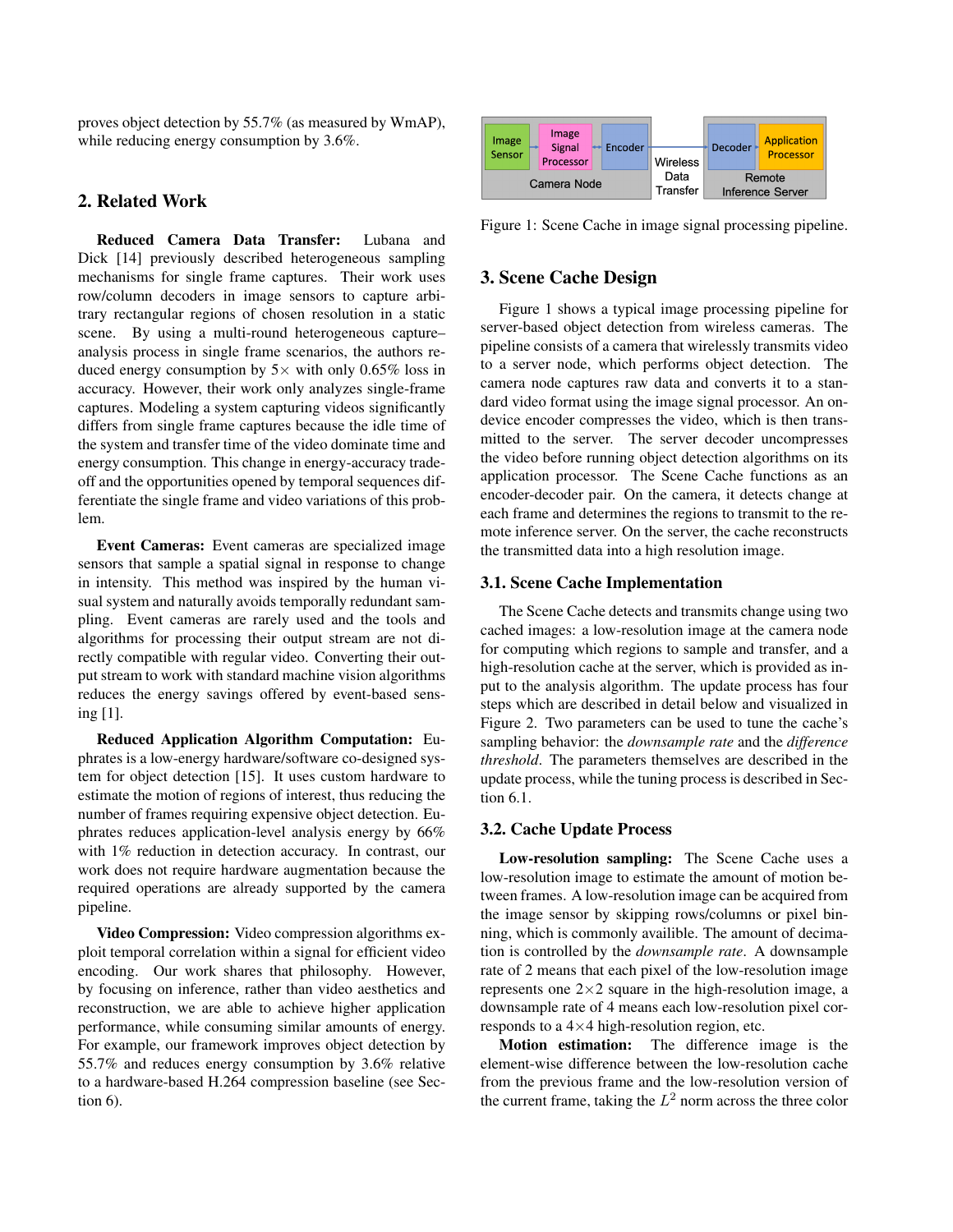proves object detection by 55.7% (as measured by WmAP), while reducing energy consumption by 3.6%.

## 2. Related Work

**Reduced Camera Data Transfer:** Lubana and Dick [14] previously described heterogeneous sampling mechanisms for single frame captures. Their work uses row/column decoders in image sensors to capture arbitrary rectangular regions of chosen resolution in a static scene. By using a multi-round heterogeneous capture–analysis process in single frame scenarios, the authors reduced energy consumption by 5× with only 0.65% loss in accuracy. However, their work only analyzes single-frame captures. Modeling a system capturing videos significantly differs from single frame captures because the idle time of the system and transfer time of the video dominate time and energy consumption. This change in energy-accuracy tradeoff and the opportunities opened by temporal sequences differentiate the single frame and video variations of this problem.

**Event Cameras:** Event cameras are specialized image sensors that sample a spatial signal in response to change in intensity. This method was inspired by the human visual system and naturally avoids temporally redundant sampling. Event cameras are rarely used and the tools and algorithms for processing their output stream are not directly compatible with regular video. Converting their output stream to work with standard machine vision algorithms reduces the energy savings offered by event-based sensing [1].

**Reduced Application Algorithm Computation:** Euphrates is a low-energy hardware/software co-designed system for object detection [15]. It uses custom hardware to estimate the motion of regions of interest, thus reducing the number of frames requiring expensive object detection. Euphrates reduces application-level analysis energy by 66% with 1% reduction in detection accuracy. In contrast, our work does not require hardware augmentation because the required operations are already supported by the camera pipeline.

**Video Compression:** Video compression algorithms exploit temporal correlation within a signal for efficient video encoding. Our work shares that philosophy. However, by focusing on inference, rather than video aesthetics and reconstruction, we are able to achieve higher application performance, while consuming similar amounts of energy. For example, our framework improves object detection by 55.7% and reduces energy consumption by 3.6% relative to a hardware-based H.264 compression baseline (see Section 6).

Figure 1: Scene Cache in image signal processing pipeline.

## 3. Scene Cache Design

Figure 1 shows a typical image processing pipeline for server-based object detection from wireless cameras. The pipeline consists of a camera that wirelessly transmits video to a server node, which performs object detection. The camera node captures raw data and converts it to a standard video format using the image signal processor. An on-device encoder compresses the video, which is then transmitted to the server. The server decoder uncompresses the video before running object detection algorithms on its application processor. The Scene Cache functions as an encoder-decoder pair. On the camera, it detects change at each frame and determines the regions to transmit to the remote inference server. On the server, the cache reconstructs the transmitted data into a high resolution image.

### 3.1. Scene Cache Implementation

The Scene Cache detects and transmits change using two cached images: a low-resolution image at the camera node for computing which regions to sample and transfer, and a high-resolution cache at the server, which is provided as input to the analysis algorithm. The update process has four steps which are described in detail below and visualized in Figure 2. Two parameters can be used to tune the cache's sampling behavior: the *downsample rate* and the *difference threshold*. The parameters themselves are described in the update process, while the tuning process is described in Section 6.1.

### 3.2. Cache Update Process

**Low-resolution sampling:** The Scene Cache uses a low-resolution image to estimate the amount of motion between frames. A low-resolution image can be acquired from the image sensor by skipping rows/columns or pixel binning, which is commonly availible. The amount of decimation is controlled by the *downsample rate*. A downsample rate of 2 means that each pixel of the low-resolution image represents one 2×2 square in the high-resolution image, a downsample rate of 4 means each low-resolution pixel corresponds to a 4×4 high-resolution region, etc.

**Motion estimation:** The difference image is the element-wise difference between the low-resolution cache from the previous frame and the low-resolution version of the current frame, taking the $L^2$ norm across the three color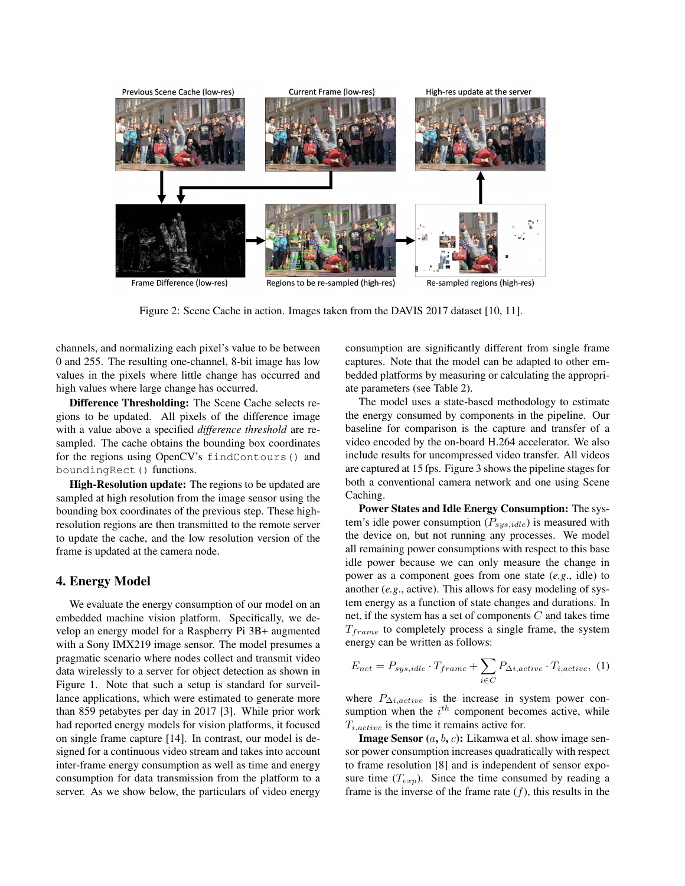Figure 2: Scene Cache in action. Images taken from the DAVIS 2017 dataset [10, 11].

channels, and normalizing each pixel's value to be between 0 and 255. The resulting one-channel, 8-bit image has low values in the pixels where little change has occurred and high values where large change has occurred.

**Difference Thresholding:** The Scene Cache selects regions to be updated. All pixels of the difference image with a value above a specified *difference threshold* are resampled. The cache obtains the bounding box coordinates for the regions using OpenCV's `findContours()` and `boundingRect()` functions.

**High-Resolution update:** The regions to be updated are sampled at high resolution from the image sensor using the bounding box coordinates of the previous step. These high-resolution regions are then transmitted to the remote server to update the cache, and the low resolution version of the frame is updated at the camera node.

## 4. Energy Model

We evaluate the energy consumption of our model on an embedded machine vision platform. Specifically, we develop an energy model for a Raspberry Pi 3B+ augmented with a Sony IMX219 image sensor. The model presumes a pragmatic scenario where nodes collect and transmit video data wirelessly to a server for object detection as shown in Figure 1. Note that such a setup is standard for surveillance applications, which were estimated to generate more than 859 petabytes per day in 2017 [3]. While prior work had reported energy models for vision platforms, it focused on single frame capture [14]. In contrast, our model is designed for a continuous video stream and takes into account inter-frame energy consumption as well as time and energy consumption for data transmission from the platform to a server. As we show below, the particulars of video energy consumption are significantly different from single frame captures. Note that the model can be adapted to other embedded platforms by measuring or calculating the appropriate parameters (see Table 2).

The model uses a state-based methodology to estimate the energy consumed by components in the pipeline. Our baseline for comparison is the capture and transfer of a video encoded by the on-board H.264 accelerator. We also include results for uncompressed video transfer. All videos are captured at 15 fps. Figure 3 shows the pipeline stages for both a conventional camera network and one using Scene Caching.

**Power States and Idle Energy Consumption:** The system's idle power consumption ($P_{sys,idle}$) is measured with the device on, but not running any processes. We model all remaining power consumptions with respect to this base idle power because we can only measure the change in power as a component goes from one state (*e.g.*, idle) to another (*e.g.*, active). This allows for easy modeling of system energy as a function of state changes and durations. In net, if the system has a set of components $C$ and takes time $T_{frame}$ to completely process a single frame, the system energy can be written as follows:

$$E_{net} = P_{sys,idle} \cdot T_{frame} + \sum_{i \in C} P_{\Delta i,active} \cdot T_{i,active}, \quad (1)$$

where $P_{\Delta i,active}$ is the increase in system power consumption when the $i^{th}$ component becomes active, while $T_{i,active}$ is the time it remains active for.

**Image Sensor ($a$, $b$, $c$):** Likamwa et al. show image sensor power consumption increases quadratically with respect to frame resolution [8] and is independent of sensor exposure time ($T_{exp}$). Since the time consumed by reading a frame is the inverse of the frame rate ($f$), this results in the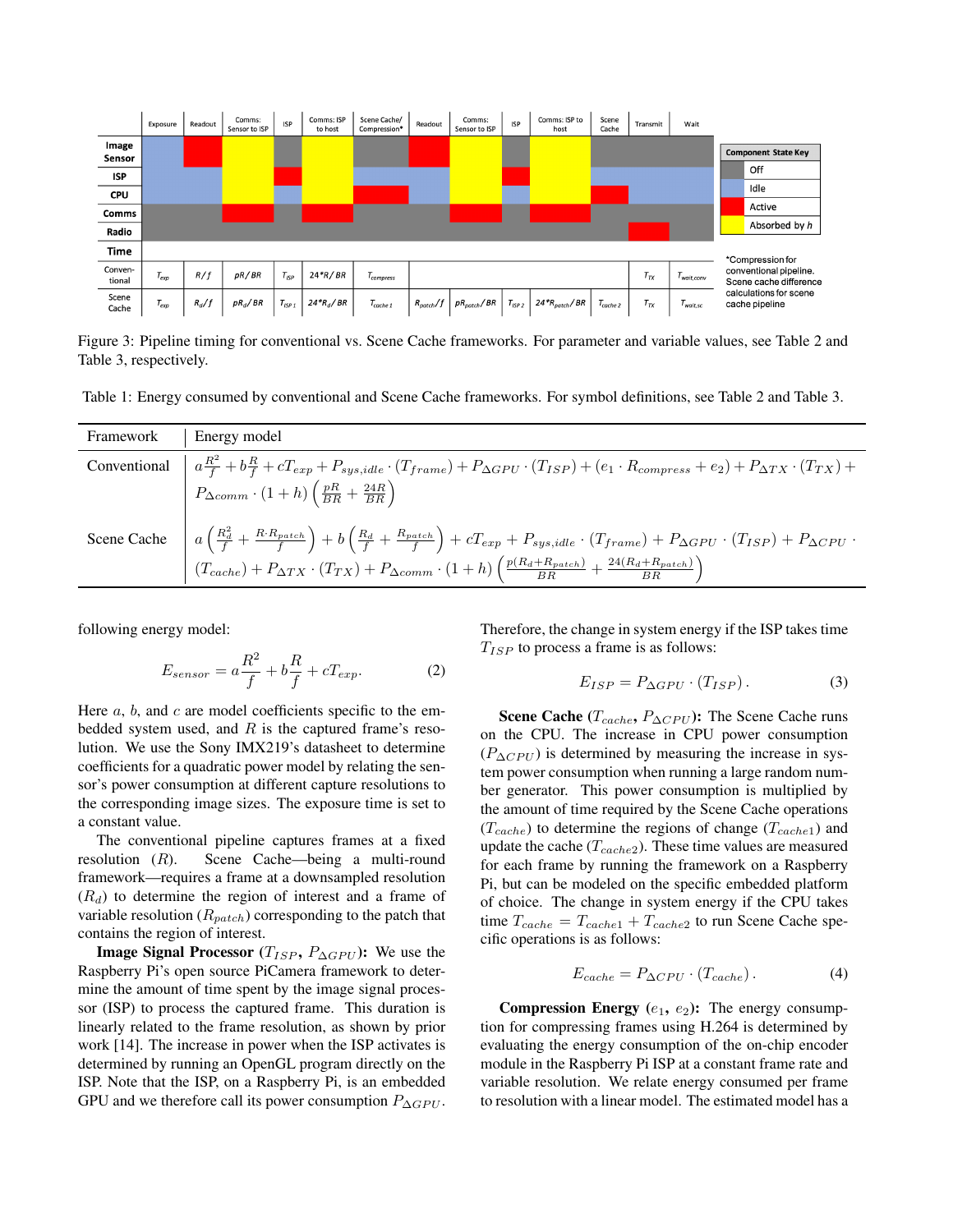| | Exposure | Readout | Comms: Sensor to ISP | ISP | Comms: ISP to host | Scene Cache/ Compression* | Readout | Comms: Sensor to ISP | ISP | Comms: ISP to host | Scene Cache | Transmit | Wait |
|---|---|---|---|---|---|---|---|---|---|---|---|---|---|
| Conventional | $T_{exp}$ | $R/f$ | $pR/BR$ | $T_{ISP}$ | $24{*}R/BR$ | $T_{compress}$ | | | | | | $T_{TX}$ | $T_{wait,conv}$ |
| Scene Cache | $T_{exp}$ | $R_d/f$ | $pR_d/BR$ | $T_{ISP\,1}$ | $24{*}R_d/BR$ | $T_{cache\,1}$ | $R_{patch}/f$ | $pR_{patch}/BR$ | $T_{ISP\,2}$ | $24{*}R_{patch}/BR$ | $T_{cache\,2}$ | $T_{TX}$ | $T_{wait,sc}$ |

Component State Key: Off, Idle, Active, Absorbed by $h$

*Compression for conventional pipeline. Scene cache difference calculations for scene cache pipeline

Figure 3: Pipeline timing for conventional vs. Scene Cache frameworks. For parameter and variable values, see Table 2 and Table 3, respectively.

Table 1: Energy consumed by conventional and Scene Cache frameworks. For symbol definitions, see Table 2 and Table 3.

| Framework | Energy model |
|---|---|
| Conventional | $a\frac{R^2}{f} + b\frac{R}{f} + cT_{exp} + P_{sys,idle} \cdot (T_{frame}) + P_{\Delta GPU} \cdot (T_{ISP}) + (e_1 \cdot R_{compress} + e_2) + P_{\Delta TX} \cdot (T_{TX}) + P_{\Delta comm} \cdot (1+h)\left(\frac{pR}{BR} + \frac{24R}{BR}\right)$ |
| Scene Cache | $a\left(\frac{R_d^2}{f} + \frac{R \cdot R_{patch}}{f}\right) + b\left(\frac{R_d}{f} + \frac{R_{patch}}{f}\right) + cT_{exp} + P_{sys,idle} \cdot (T_{frame}) + P_{\Delta GPU} \cdot (T_{ISP}) + P_{\Delta CPU} \cdot (T_{cache}) + P_{\Delta TX} \cdot (T_{TX}) + P_{\Delta comm} \cdot (1+h)\left(\frac{p(R_d + R_{patch})}{BR} + \frac{24(R_d + R_{patch})}{BR}\right)$ |

following energy model:

$$E_{sensor} = a\frac{R^2}{f} + b\frac{R}{f} + cT_{exp}. \tag{2}$$

Here $a$, $b$, and $c$ are model coefficients specific to the embedded system used, and $R$ is the captured frame's resolution. We use the Sony IMX219's datasheet to determine coefficients for a quadratic power model by relating the sensor's power consumption at different capture resolutions to the corresponding image sizes. The exposure time is set to a constant value.

The conventional pipeline captures frames at a fixed resolution ($R$). Scene Cache—being a multi-round framework—requires a downsampled resolution ($R_d$) to determine the region of interest and a frame of variable resolution ($R_{patch}$) corresponding to the patch that contains the region of interest.

**Image Signal Processor ($T_{ISP}$, $P_{\Delta GPU}$):** We use the Raspberry Pi's open source PiCamera framework to determine the amount of time spent by the image signal processor (ISP) to process the captured frame. This duration is linearly related to the frame resolution, as shown by prior work [14]. The increase in power when the ISP activates is determined by running an OpenGL program directly on the ISP. Note that the ISP, on a Raspberry Pi, is an embedded GPU and we therefore call its power consumption $P_{\Delta GPU}$.

Therefore, the change in system energy if the ISP takes time $T_{ISP}$ to process a frame is as follows:

$$E_{ISP} = P_{\Delta GPU} \cdot (T_{ISP}). \tag{3}$$

**Scene Cache ($T_{cache}$, $P_{\Delta CPU}$):** The Scene Cache runs on the CPU. The increase in CPU power consumption ($P_{\Delta CPU}$) is determined by measuring the increase in system power consumption when running a large random number generator. This power consumption is multiplied by the amount of time required by the Scene Cache operations ($T_{cache}$) to determine the regions of change ($T_{cache1}$) and update the cache ($T_{cache2}$). These time values are measured for each frame by running the framework on a Raspberry Pi, but can be modeled on the specific embedded platform of choice. The change in system energy if the CPU takes time $T_{cache} = T_{cache1} + T_{cache2}$ to run Scene Cache specific operations is as follows:

$$E_{cache} = P_{\Delta CPU} \cdot (T_{cache}). \tag{4}$$

**Compression Energy ($e_1$, $e_2$):** The energy consumption for compressing frames using H.264 is determined by evaluating the energy consumption of the on-chip encoder module in the Raspberry Pi ISP at a constant frame rate and variable resolution. We relate energy consumed per frame to resolution with a linear model. The estimated model has a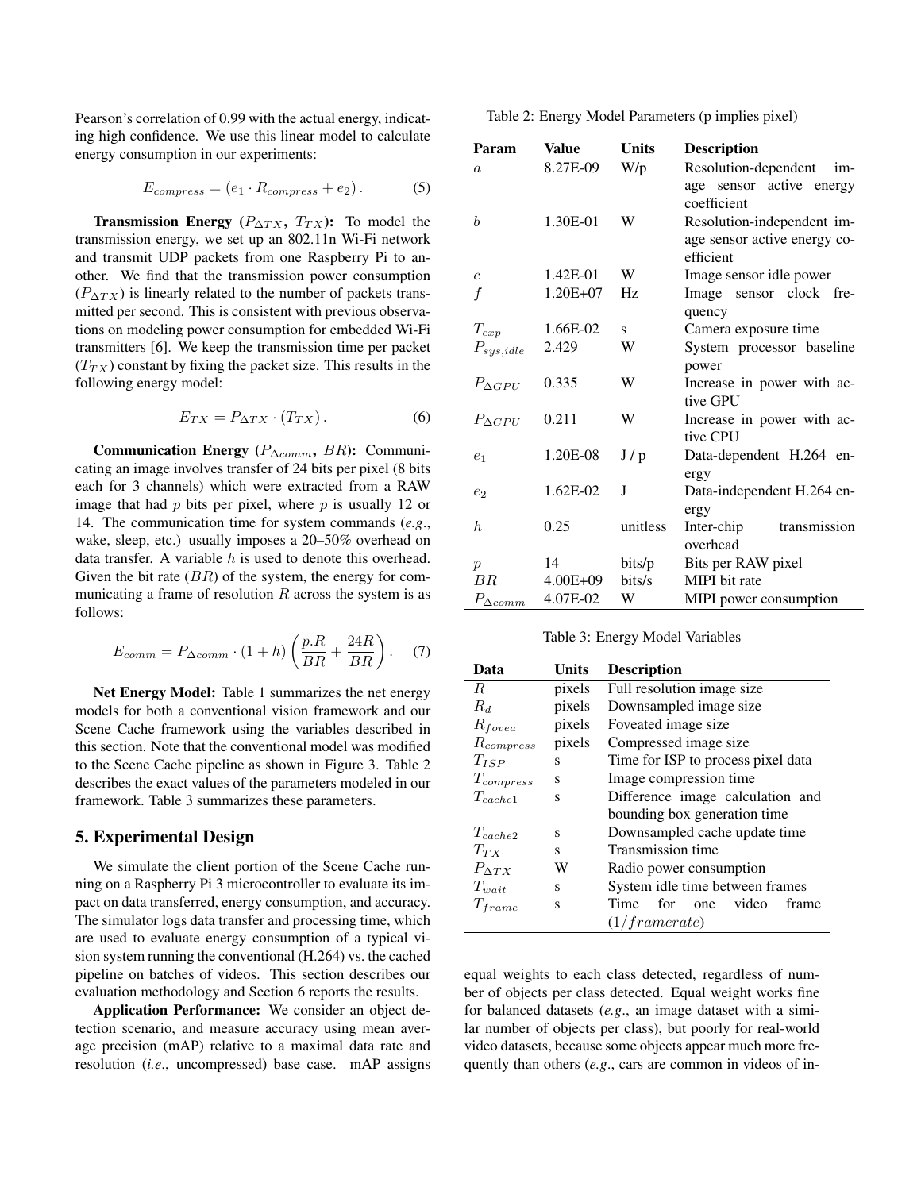Pearson's correlation of 0.99 with the actual energy, indicating high confidence. We use this linear model to calculate energy consumption in our experiments:

$$E_{compress} = (e_1 \cdot R_{compress} + e_2). \quad (5)$$

**Transmission Energy ($P_{\Delta TX}$, $T_{TX}$):** To model the transmission energy, we set up an 802.11n Wi-Fi network and transmit UDP packets from one Raspberry Pi to another. We find that the transmission power consumption ($P_{\Delta TX}$) is linearly related to the number of packets transmitted per second. This is consistent with previous observations on modeling power consumption for embedded Wi-Fi transmitters [6]. We keep the transmission time per packet ($T_{TX}$) constant by fixing the packet size. This results in the following energy model:

$$E_{TX} = P_{\Delta TX} \cdot (T_{TX}). \quad (6)$$

**Communication Energy ($P_{\Delta comm}$, $BR$):** Communicating an image involves transfer of 24 bits per pixel (8 bits each for 3 channels) which were extracted from a RAW image that had $p$ bits per pixel, where $p$ is usually 12 or 14. The communication time for system commands (*e.g.*, wake, sleep, etc.) usually imposes a 20–50% overhead on data transfer. A variable $h$ is used to denote this overhead. Given the bit rate ($BR$) of the system, the energy for communicating a frame of resolution $R$ across the system is as follows:

$$E_{comm} = P_{\Delta comm} \cdot (1 + h) \left( \frac{p.R}{BR} + \frac{24R}{BR} \right). \quad (7)$$

**Net Energy Model:** Table 1 summarizes the net energy models for both a conventional vision framework and our Scene Cache framework using the variables described in this section. Note that the conventional model was modified to the Scene Cache pipeline as shown in Figure 3. Table 2 describes the exact values of the parameters modeled in our framework. Table 3 summarizes these parameters.

## 5. Experimental Design

We simulate the client portion of the Scene Cache running on a Raspberry Pi 3 microcontroller to evaluate its impact on data transferred, energy consumption, and accuracy. The simulator logs data transfer and processing time, which are used to evaluate energy consumption of a typical vision system running the conventional (H.264) vs. the cached pipeline on batches of videos. This section describes our evaluation methodology and Section 6 reports the results.

**Application Performance:** We consider an object detection scenario, and measure accuracy using mean average precision (mAP) relative to a maximal data rate and resolution (*i.e.*, uncompressed) base case. mAP assigns equal weights to each class detected, regardless of number of objects per class detected. Equal weight works fine for balanced datasets (*e.g.*, an image dataset with a similar number of objects per class), but poorly for real-world video datasets, because some objects appear much more frequently than others (*e.g.*, cars are common in videos of in-

Table 2: Energy Model Parameters (p implies pixel)

| Param | Value | Units | Description |
|---|---|---|---|
| $a$ | 8.27E-09 | W/p | Resolution-dependent image sensor active energy coefficient |
| $b$ | 1.30E-01 | W | Resolution-independent image sensor active energy coefficient |
| $c$ | 1.42E-01 | W | Image sensor idle power |
| $f$ | 1.20E+07 | Hz | Image sensor clock frequency |
| $T_{exp}$ | 1.66E-02 | s | Camera exposure time |
| $P_{sys,idle}$ | 2.429 | W | System processor baseline power |
| $P_{\Delta GPU}$ | 0.335 | W | Increase in power with active GPU |
| $P_{\Delta CPU}$ | 0.211 | W | Increase in power with active CPU |
| $e_1$ | 1.20E-08 | J / p | Data-dependent H.264 energy |
| $e_2$ | 1.62E-02 | J | Data-independent H.264 energy |
| $h$ | 0.25 | unitless | Inter-chip transmission overhead |
| $p$ | 14 | bits/p | Bits per RAW pixel |
| $BR$ | 4.00E+09 | bits/s | MIPI bit rate |
| $P_{\Delta comm}$ | 4.07E-02 | W | MIPI power consumption |

Table 3: Energy Model Variables

| Data | Units | Description |
|---|---|---|
| $R$ | pixels | Full resolution image size |
| $R_d$ | pixels | Downsampled image size |
| $R_{fovea}$ | pixels | Foveated image size |
| $R_{compress}$ | pixels | Compressed image size |
| $T_{ISP}$ | s | Time for ISP to process pixel data |
| $T_{compress}$ | s | Image compression time |
| $T_{cache1}$ | s | Difference image calculation and bounding box generation time |
| $T_{cache2}$ | s | Downsampled cache update time |
| $T_{TX}$ | s | Transmission time |
| $P_{\Delta TX}$ | W | Radio power consumption |
| $T_{wait}$ | s | System idle time between frames |
| $T_{frame}$ | s | Time for one video frame ($1/framerate$) |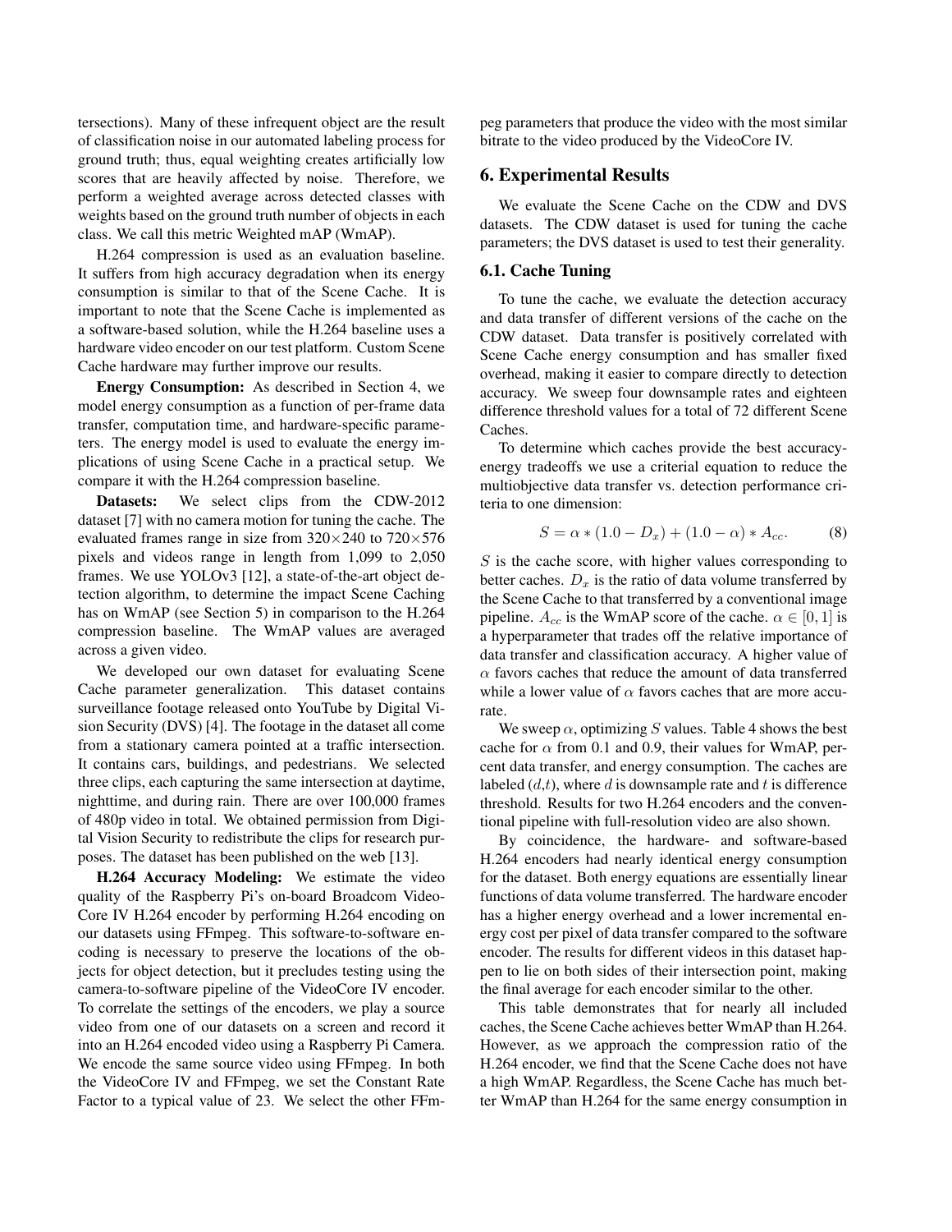tersections). Many of these infrequent object are the result of classification noise in our automated labeling process for ground truth; thus, equal weighting creates artificially low scores that are heavily affected by noise. Therefore, we perform a weighted average across detected classes with weights based on the ground truth number of objects in each class. We call this metric Weighted mAP (WmAP).

H.264 compression is used as an evaluation baseline. It suffers from high accuracy degradation when its energy consumption is similar to that of the Scene Cache. It is important to note that the Scene Cache is implemented as a software-based solution, while the H.264 baseline uses a hardware video encoder on our test platform. Custom Scene Cache hardware may further improve our results.

**Energy Consumption:** As described in Section 4, we model energy consumption as a function of per-frame data transfer, computation time, and hardware-specific parameters. The energy model is used to evaluate the energy implications of using Scene Cache in a practical setup. We compare it with the H.264 compression baseline.

**Datasets:** We select clips from the CDW-2012 dataset [7] with no camera motion for tuning the cache. The evaluated frames range in size from 320×240 to 720×576 pixels and videos range in length from 1,099 to 2,050 frames. We use YOLOv3 [12], a state-of-the-art object detection algorithm, to determine the impact Scene Caching has on WmAP (see Section 5) in comparison to the H.264 compression baseline. The WmAP values are averaged across a given video.

We developed our own dataset for evaluating Scene Cache parameter generalization. This dataset contains surveillance footage released onto YouTube by Digital Vision Security (DVS) [4]. The footage in the dataset all come from a stationary camera pointed at a traffic intersection. It contains cars, buildings, and pedestrians. We selected three clips, each capturing the same intersection at daytime, nighttime, and during rain. There are over 100,000 frames of 480p video in total. We obtained permission from Digital Vision Security to redistribute the clips for research purposes. The dataset has been published on the web [13].

**H.264 Accuracy Modeling:** We estimate the video quality of the Raspberry Pi's on-board Broadcom VideoCore IV H.264 encoder by performing H.264 encoding on our datasets using FFmpeg. This software-to-software encoding is necessary to preserve the locations of the objects for object detection, but it precludes testing using the camera-to-software pipeline of the VideoCore IV encoder. To correlate the settings of the encoders, we play a source video from one of our datasets on a screen and record it into an H.264 encoded video using a Raspberry Pi Camera. We encode the same source video using FFmpeg. In both the VideoCore IV and FFmpeg, we set the Constant Rate Factor to a typical value of 23. We select the other FFmpeg parameters that produce the video with the most similar bitrate to the video produced by the VideoCore IV.

## 6. Experimental Results

We evaluate the Scene Cache on the CDW and DVS datasets. The CDW dataset is used for tuning the cache parameters; the DVS dataset is used to test their generality.

### 6.1. Cache Tuning

To tune the cache, we evaluate the detection accuracy and data transfer of different versions of the cache on the CDW dataset. Data transfer is positively correlated with Scene Cache energy consumption and has smaller fixed overhead, making it easier to compare directly to detection accuracy. We sweep four downsample rates and eighteen difference threshold values for a total of 72 different Scene Caches.

To determine which caches provide the best accuracy-energy tradeoffs we use a criterial equation to reduce the multiobjective data transfer vs. detection performance criteria to one dimension:

$$S = \alpha * (1.0 - D_x) + (1.0 - \alpha) * A_{cc}. \tag{8}$$

$S$ is the cache score, with higher values corresponding to better caches. $D_x$ is the ratio of data volume transferred by the Scene Cache to that transferred by a conventional image pipeline. $A_{cc}$ is the WmAP score of the cache. $\alpha \in [0, 1]$ is a hyperparameter that trades off the relative importance of data transfer and classification accuracy. A higher value of $\alpha$ favors caches that reduce the amount of data transferred while a lower value of $\alpha$ favors caches that are more accurate.

We sweep $\alpha$, optimizing $S$ values. Table 4 shows the best cache for $\alpha$ from 0.1 and 0.9, their values for WmAP, percent data transfer, and energy consumption. The caches are labeled ($d$,$t$), where $d$ is downsample rate and $t$ is difference threshold. Results for two H.264 encoders and the conventional pipeline with full-resolution video are also shown.

By coincidence, the hardware- and software-based H.264 encoders had nearly identical energy consumption for the dataset. Both energy equations are essentially linear functions of data volume transferred. The hardware encoder has a higher energy overhead and a lower incremental energy cost per pixel of data transfer compared to the software encoder. The results for different videos in this dataset happen to lie on both sides of their intersection point, making the final average for each encoder similar to the other.

This table demonstrates that for nearly all included caches, the Scene Cache achieves better WmAP than H.264. However, as we approach the compression ratio of the H.264 encoder, we find that the Scene Cache does not have a high WmAP. Regardless, the Scene Cache has much better WmAP than H.264 for the same energy consumption in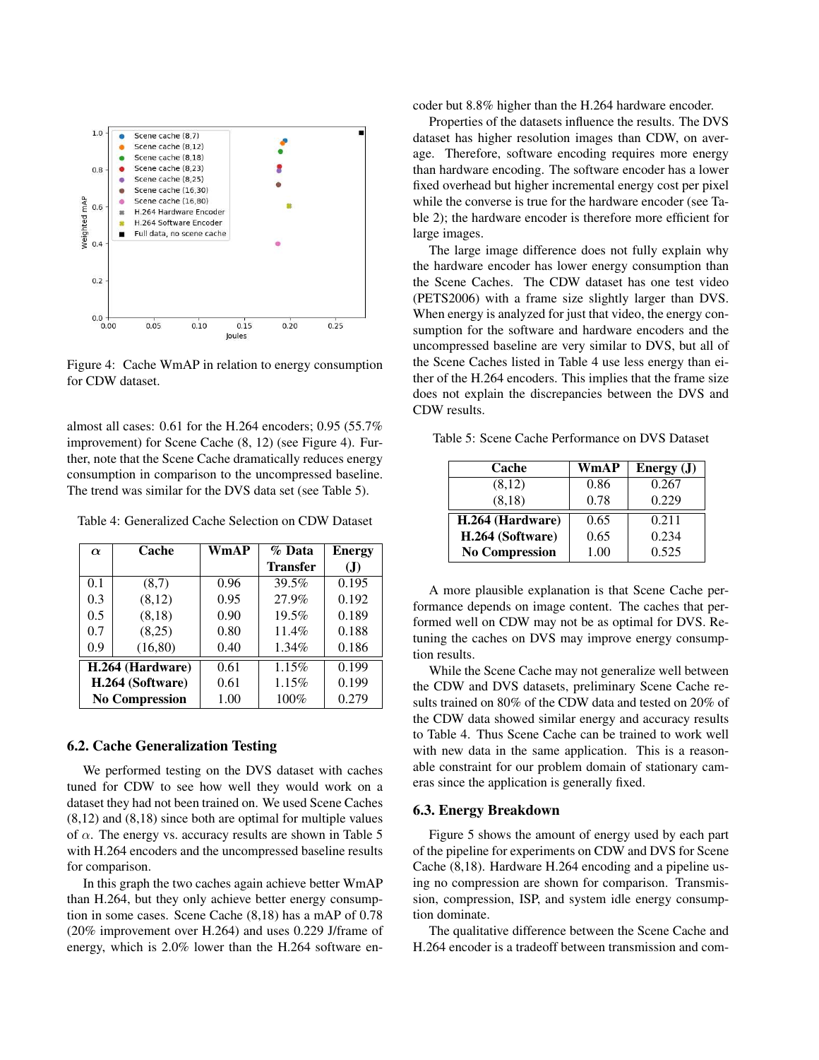Figure 4: Cache WmAP in relation to energy consumption for CDW dataset.

almost all cases: 0.61 for the H.264 encoders; 0.95 (55.7% improvement) for Scene Cache (8, 12) (see Figure 4). Further, note that the Scene Cache dramatically reduces energy consumption in comparison to the uncompressed baseline. The trend was similar for the DVS data set (see Table 5).

Table 4: Generalized Cache Selection on CDW Dataset

| $\alpha$ | Cache | WmAP | % Data Transfer | Energy (J) |
|---|---|---|---|---|
| 0.1 | (8,7) | 0.96 | 39.5% | 0.195 |
| 0.3 | (8,12) | 0.95 | 27.9% | 0.192 |
| 0.5 | (8,18) | 0.90 | 19.5% | 0.189 |
| 0.7 | (8,25) | 0.80 | 11.4% | 0.188 |
| 0.9 | (16,80) | 0.40 | 1.34% | 0.186 |
| **H.264 (Hardware)** | | 0.61 | 1.15% | 0.199 |
| **H.264 (Software)** | | 0.61 | 1.15% | 0.199 |
| **No Compression** | | 1.00 | 100% | 0.279 |

### 6.2. Cache Generalization Testing

We performed testing on the DVS dataset with caches tuned for CDW to see how well they would work on a dataset they had not been trained on. We used Scene Caches (8,12) and (8,18) since both are optimal for multiple values of $\alpha$. The energy vs. accuracy results are shown in Table 5 with H.264 encoders and the uncompressed baseline results for comparison.

In this graph the two caches again achieve better WmAP than H.264, but they only achieve better energy consumption in some cases. Scene Cache (8,18) has a mAP of 0.78 (20% improvement over H.264) and uses 0.229 J/frame of energy, which is 2.0% lower than the H.264 software encoder but 8.8% higher than the H.264 hardware encoder.

Properties of the datasets influence the results. The DVS dataset has higher resolution images than CDW, on average. Therefore, software encoding requires more energy than hardware encoding. The software encoder has a lower fixed overhead but higher incremental energy cost per pixel while the converse is true for the hardware encoder (see Table 2); the hardware encoder is therefore more efficient for large images.

The large image difference does not fully explain why the hardware encoder has lower energy consumption than the Scene Caches. The CDW dataset has one test video (PETS2006) with a frame size slightly larger than DVS. When energy is analyzed for just that video, the energy consumption for the software and hardware encoders and the uncompressed baseline are very similar to DVS, but all of the Scene Caches listed in Table 4 use less energy than either of the H.264 encoders. This implies that the frame size does not explain the discrepancies between the DVS and CDW results.

Table 5: Scene Cache Performance on DVS Dataset

| Cache | WmAP | Energy (J) |
|---|---|---|
| (8,12) | 0.86 | 0.267 |
| (8,18) | 0.78 | 0.229 |
| **H.264 (Hardware)** | 0.65 | 0.211 |
| **H.264 (Software)** | 0.65 | 0.234 |
| **No Compression** | 1.00 | 0.525 |

A more plausible explanation is that Scene Cache performance depends on image content. The caches that performed well on CDW may not be as optimal for DVS. Retuning the caches on DVS may improve energy consumption results.

While the Scene Cache may not generalize well between the CDW and DVS datasets, preliminary Scene Cache results trained on 80% of the CDW data and tested on 20% of the CDW data showed similar energy and accuracy results to Table 4. Thus Scene Cache can be trained to work well with new data in the same application. This is a reasonable constraint for our problem domain of stationary cameras since the application is generally fixed.

### 6.3. Energy Breakdown

Figure 5 shows the amount of energy used by each part of the pipeline for experiments on CDW and DVS for Scene Cache (8,18). Hardware H.264 encoding and a pipeline using no compression are shown for comparison. Transmission, compression, ISP, and system idle energy consumption dominate.

The qualitative difference between the Scene Cache and H.264 encoder is a tradeoff between transmission and com-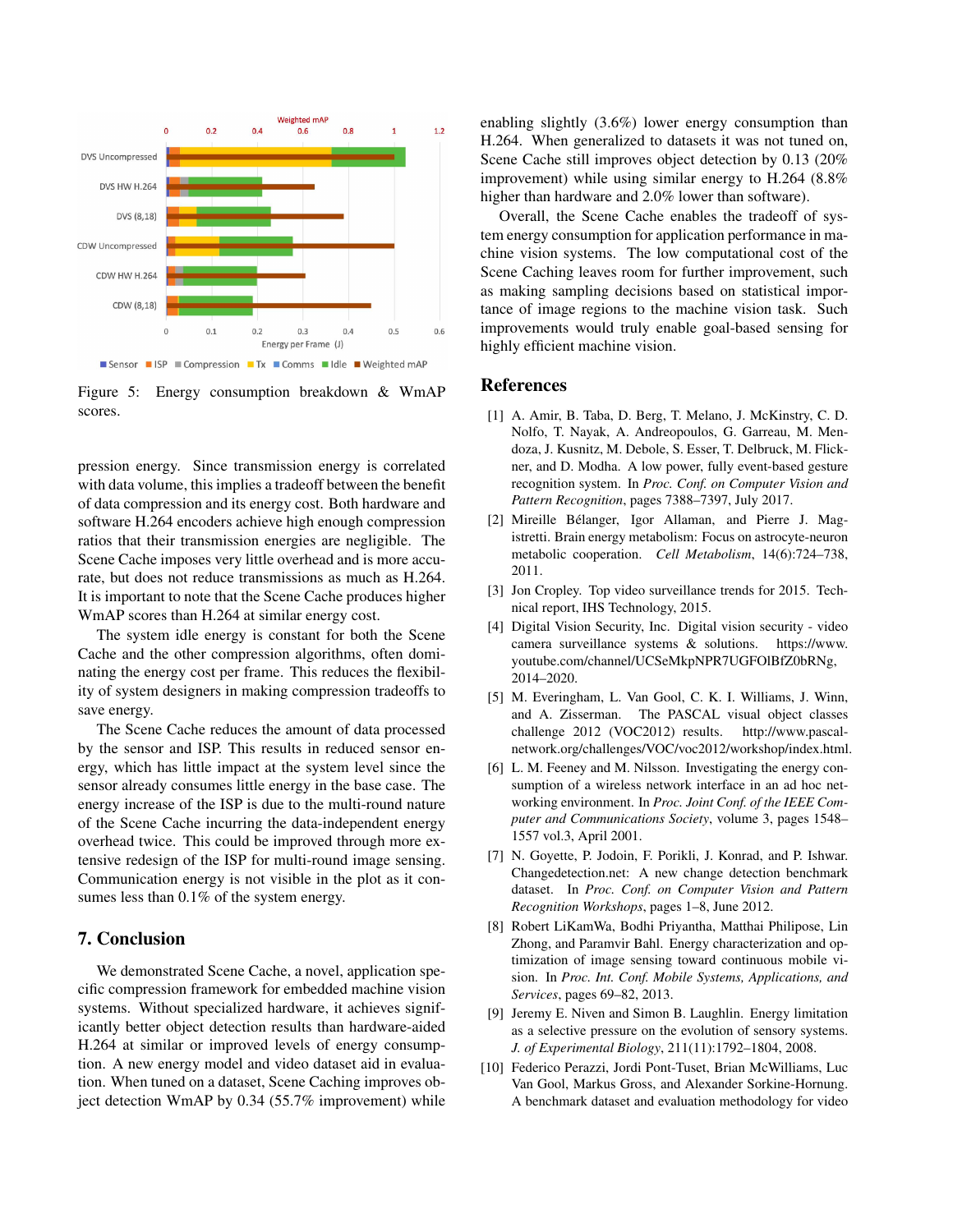Figure 5: Energy consumption breakdown & WmAP scores.

pression energy. Since transmission energy is correlated with data volume, this implies a tradeoff between the benefit of data compression and its energy cost. Both hardware and software H.264 encoders achieve high enough compression ratios that their transmission energies are negligible. The Scene Cache imposes very little overhead and is more accurate, but does not reduce transmissions as much as H.264. It is important to note that the Scene Cache produces higher WmAP scores than H.264 at similar energy cost.

The system idle energy is constant for both the Scene Cache and the other compression algorithms, often dominating the energy cost per frame. This reduces the flexibility of system designers in making compression tradeoffs to save energy.

The Scene Cache reduces the amount of data processed by the sensor and ISP. This results in reduced sensor energy, which has little impact at the system level since the sensor already consumes little energy in the base case. The energy increase of the ISP is due to the multi-round nature of the Scene Cache incurring the data-independent energy overhead twice. This could be improved through more extensive redesign of the ISP for multi-round image sensing. Communication energy is not visible in the plot as it consumes less than 0.1% of the system energy.

## 7. Conclusion

We demonstrated Scene Cache, a novel, application specific compression framework for embedded machine vision systems. Without specialized hardware, it achieves significantly better object detection results than hardware-aided H.264 at similar or improved levels of energy consumption. A new energy model and video dataset aid in evaluation. When tuned on a dataset, Scene Caching improves object detection WmAP by 0.34 (55.7% improvement) while enabling slightly (3.6%) lower energy consumption than H.264. When generalized to datasets it was not tuned on, Scene Cache still improves object detection by 0.13 (20% improvement) while using similar energy to H.264 (8.8% higher than hardware and 2.0% lower than software).

Overall, the Scene Cache enables the tradeoff of system energy consumption for application performance in machine vision systems. The low computational cost of the Scene Caching leaves room for further improvement, such as making sampling decisions based on statistical importance of image regions to the machine vision task. Such improvements would truly enable goal-based sensing for highly efficient machine vision.

## References

[1] A. Amir, B. Taba, D. Berg, T. Melano, J. McKinstry, C. D. Nolfo, T. Nayak, A. Andreopoulos, G. Garreau, M. Mendoza, J. Kusnitz, M. Debole, S. Esser, T. Delbruck, M. Flickner, and D. Modha. A low power, fully event-based gesture recognition system. In *Proc. Conf. on Computer Vision and Pattern Recognition*, pages 7388–7397, July 2017.

[2] Mireille Bélanger, Igor Allaman, and Pierre J. Magistretti. Brain energy metabolism: Focus on astrocyte-neuron metabolic cooperation. *Cell Metabolism*, 14(6):724–738, 2011.

[3] Jon Cropley. Top video surveillance trends for 2015. Technical report, IHS Technology, 2015.

[4] Digital Vision Security, Inc. Digital vision security - video camera surveillance systems & solutions. https://www.youtube.com/channel/UCSeMkpNPR7UGFOlBfZ0bRNg, 2014–2020.

[5] M. Everingham, L. Van Gool, C. K. I. Williams, J. Winn, and A. Zisserman. The PASCAL visual object classes challenge 2012 (VOC2012) results. http://www.pascal-network.org/challenges/VOC/voc2012/workshop/index.html.

[6] L. M. Feeney and M. Nilsson. Investigating the energy consumption of a wireless network interface in an ad hoc networking environment. In *Proc. Joint Conf. of the IEEE Computer and Communications Society*, volume 3, pages 1548–1557 vol.3, April 2001.

[7] N. Goyette, P. Jodoin, F. Porikli, J. Konrad, and P. Ishwar. Changedetection.net: A new change detection benchmark dataset. In *Proc. Conf. on Computer Vision and Pattern Recognition Workshops*, pages 1–8, June 2012.

[8] Robert LiKamWa, Bodhi Priyantha, Matthai Philipose, Lin Zhong, and Paramvir Bahl. Energy characterization and optimization of image sensing toward continuous mobile vision. In *Proc. Int. Conf. Mobile Systems, Applications, and Services*, pages 69–82, 2013.

[9] Jeremy E. Niven and Simon B. Laughlin. Energy limitation as a selective pressure on the evolution of sensory systems. *J. of Experimental Biology*, 211(11):1792–1804, 2008.

[10] Federico Perazzi, Jordi Pont-Tuset, Brian McWilliams, Luc Van Gool, Markus Gross, and Alexander Sorkine-Hornung. A benchmark dataset and evaluation methodology for video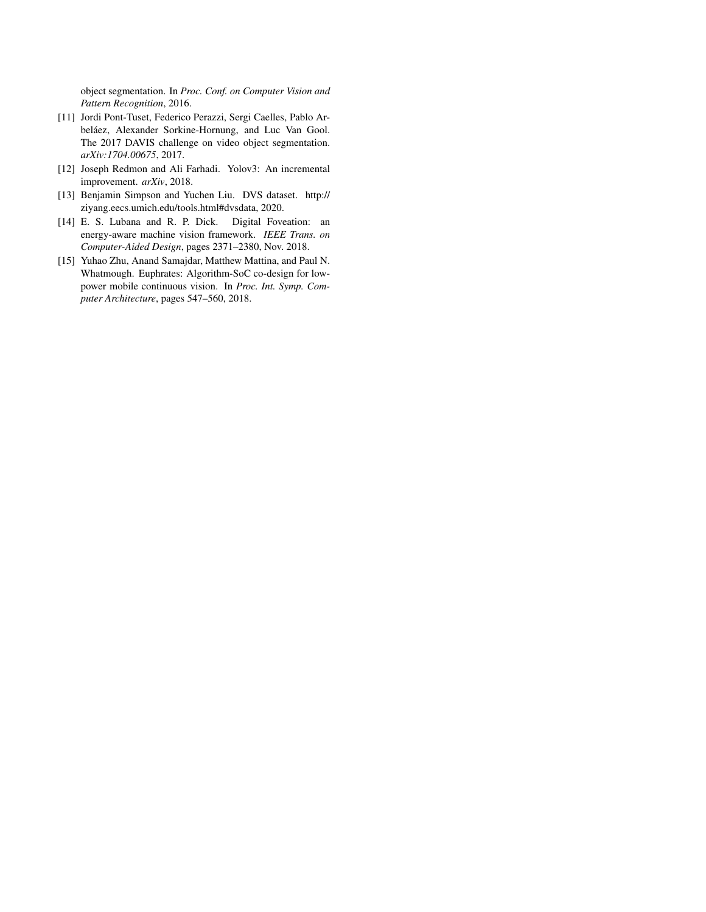object segmentation. In *Proc. Conf. on Computer Vision and Pattern Recognition*, 2016.

[11] Jordi Pont-Tuset, Federico Perazzi, Sergi Caelles, Pablo Arbeláez, Alexander Sorkine-Hornung, and Luc Van Gool. The 2017 DAVIS challenge on video object segmentation. *arXiv:1704.00675*, 2017.

[12] Joseph Redmon and Ali Farhadi. Yolov3: An incremental improvement. *arXiv*, 2018.

[13] Benjamin Simpson and Yuchen Liu. DVS dataset. http://ziyang.eecs.umich.edu/tools.html#dvsdata, 2020.

[14] E. S. Lubana and R. P. Dick. Digital Foveation: an energy-aware machine vision framework. *IEEE Trans. on Computer-Aided Design*, pages 2371–2380, Nov. 2018.

[15] Yuhao Zhu, Anand Samajdar, Matthew Mattina, and Paul N. Whatmough. Euphrates: Algorithm-SoC co-design for low-power mobile continuous vision. In *Proc. Int. Symp. Computer Architecture*, pages 547–560, 2018.